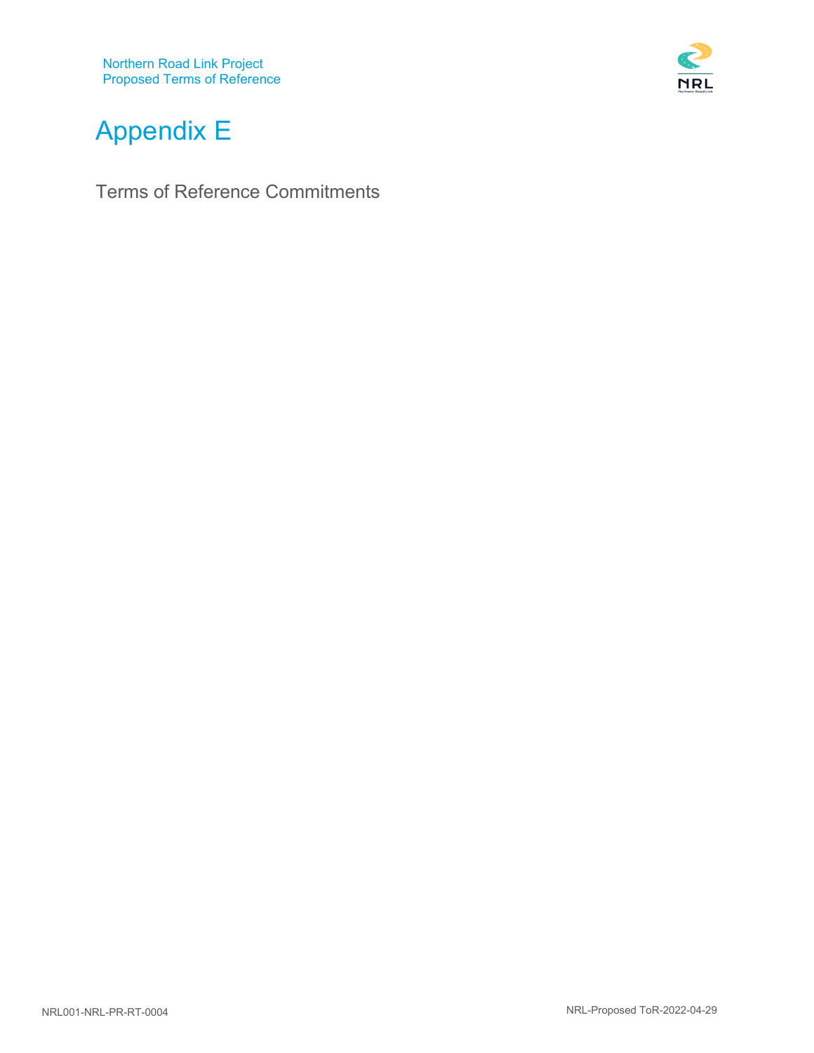# Appendix E

Terms of Reference Commitments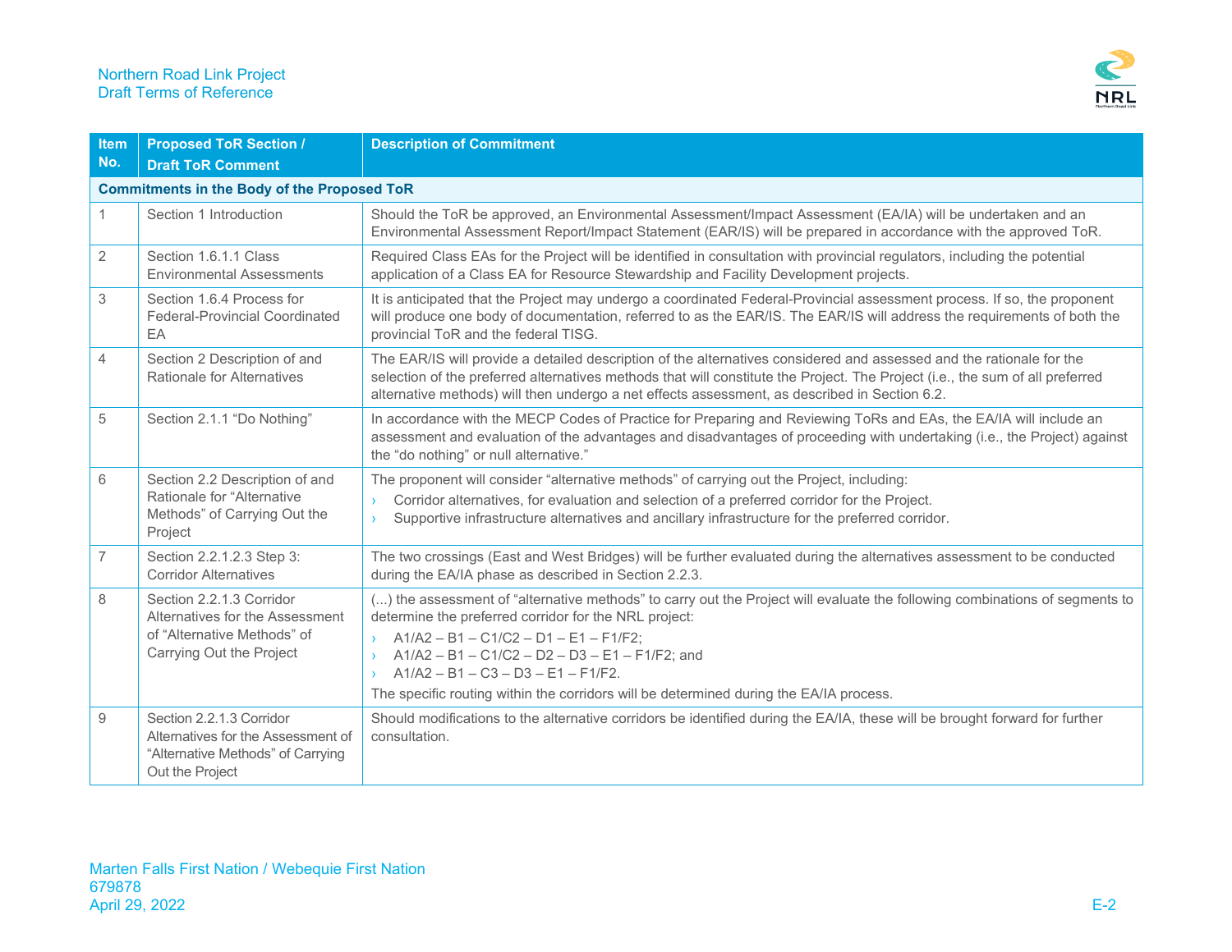| Item No. | Proposed ToR Section / Draft ToR Comment | Description of Commitment |
|---|---|---|
| **Commitments in the Body of the Proposed ToR** | | |
| 1 | Section 1 Introduction | Should the ToR be approved, an Environmental Assessment/Impact Assessment (EA/IA) will be undertaken and an Environmental Assessment Report/Impact Statement (EAR/IS) will be prepared in accordance with the approved ToR. |
| 2 | Section 1.6.1.1 Class Environmental Assessments | Required Class EAs for the Project will be identified in consultation with provincial regulators, including the potential application of a Class EA for Resource Stewardship and Facility Development projects. |
| 3 | Section 1.6.4 Process for Federal-Provincial Coordinated EA | It is anticipated that the Project may undergo a coordinated Federal-Provincial assessment process. If so, the proponent will produce one body of documentation, referred to as the EAR/IS. The EAR/IS will address the requirements of both the provincial ToR and the federal TISG. |
| 4 | Section 2 Description of and Rationale for Alternatives | The EAR/IS will provide a detailed description of the alternatives considered and assessed and the rationale for the selection of the preferred alternatives methods that will constitute the Project. The Project (i.e., the sum of all preferred alternative methods) will then undergo a net effects assessment, as described in Section 6.2. |
| 5 | Section 2.1.1 "Do Nothing" | In accordance with the MECP Codes of Practice for Preparing and Reviewing ToRs and EAs, the EA/IA will include an assessment and evaluation of the advantages and disadvantages of proceeding with undertaking (i.e., the Project) against the "do nothing" or null alternative." |
| 6 | Section 2.2 Description of and Rationale for "Alternative Methods" of Carrying Out the Project | The proponent will consider "alternative methods" of carrying out the Project, including:<br>› Corridor alternatives, for evaluation and selection of a preferred corridor for the Project.<br>› Supportive infrastructure alternatives and ancillary infrastructure for the preferred corridor. |
| 7 | Section 2.2.1.2.3 Step 3: Corridor Alternatives | The two crossings (East and West Bridges) will be further evaluated during the alternatives assessment to be conducted during the EA/IA phase as described in Section 2.2.3. |
| 8 | Section 2.2.1.3 Corridor Alternatives for the Assessment of "Alternative Methods" of Carrying Out the Project | (...) the assessment of "alternative methods" to carry out the Project will evaluate the following combinations of segments to determine the preferred corridor for the NRL project:<br>› A1/A2 – B1 – C1/C2 – D1 – E1 – F1/F2;<br>› A1/A2 – B1 – C1/C2 – D2 – D3 – E1 – F1/F2; and<br>› A1/A2 – B1 – C3 – D3 – E1 – F1/F2.<br>The specific routing within the corridors will be determined during the EA/IA process. |
| 9 | Section 2.2.1.3 Corridor Alternatives for the Assessment of "Alternative Methods" of Carrying Out the Project | Should modifications to the alternative corridors be identified during the EA/IA, these will be brought forward for further consultation. |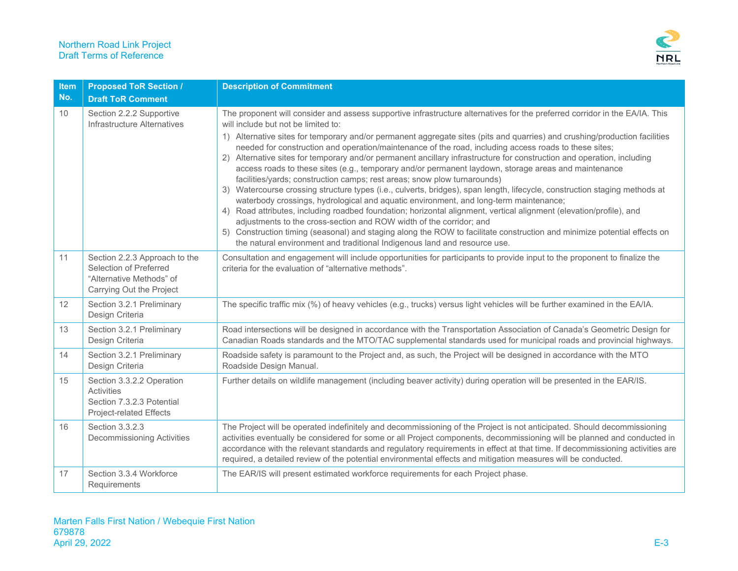| Item No. | Proposed ToR Section / Draft ToR Comment | Description of Commitment |
|---|---|---|
| 10 | Section 2.2.2 Supportive Infrastructure Alternatives | The proponent will consider and assess supportive infrastructure alternatives for the preferred corridor in the EA/IA. This will include but not be limited to:<br>1) Alternative sites for temporary and/or permanent aggregate sites (pits and quarries) and crushing/production facilities needed for construction and operation/maintenance of the road, including access roads to these sites;<br>2) Alternative sites for temporary and/or permanent ancillary infrastructure for construction and operation, including access roads to these sites (e.g., temporary and/or permanent laydown, storage areas and maintenance facilities/yards; construction camps; rest areas; snow plow turnarounds)<br>3) Watercourse crossing structure types (i.e., culverts, bridges), span length, lifecycle, construction staging methods at waterbody crossings, hydrological and aquatic environment, and long-term maintenance;<br>4) Road attributes, including roadbed foundation; horizontal alignment, vertical alignment (elevation/profile), and adjustments to the cross-section and ROW width of the corridor; and<br>5) Construction timing (seasonal) and staging along the ROW to facilitate construction and minimize potential effects on the natural environment and traditional Indigenous land and resource use. |
| 11 | Section 2.2.3 Approach to the Selection of Preferred "Alternative Methods" of Carrying Out the Project | Consultation and engagement will include opportunities for participants to provide input to the proponent to finalize the criteria for the evaluation of "alternative methods". |
| 12 | Section 3.2.1 Preliminary Design Criteria | The specific traffic mix (%) of heavy vehicles (e.g., trucks) versus light vehicles will be further examined in the EA/IA. |
| 13 | Section 3.2.1 Preliminary Design Criteria | Road intersections will be designed in accordance with the Transportation Association of Canada's Geometric Design for Canadian Roads standards and the MTO/TAC supplemental standards used for municipal roads and provincial highways. |
| 14 | Section 3.2.1 Preliminary Design Criteria | Roadside safety is paramount to the Project and, as such, the Project will be designed in accordance with the MTO Roadside Design Manual. |
| 15 | Section 3.3.2.2 Operation Activities<br>Section 7.3.2.3 Potential Project-related Effects | Further details on wildlife management (including beaver activity) during operation will be presented in the EAR/IS. |
| 16 | Section 3.3.2.3 Decommissioning Activities | The Project will be operated indefinitely and decommissioning of the Project is not anticipated. Should decommissioning activities eventually be considered for some or all Project components, decommissioning will be planned and conducted in accordance with the relevant standards and regulatory requirements in effect at that time. If decommissioning activities are required, a detailed review of the potential environmental effects and mitigation measures will be conducted. |
| 17 | Section 3.3.4 Workforce Requirements | The EAR/IS will present estimated workforce requirements for each Project phase. |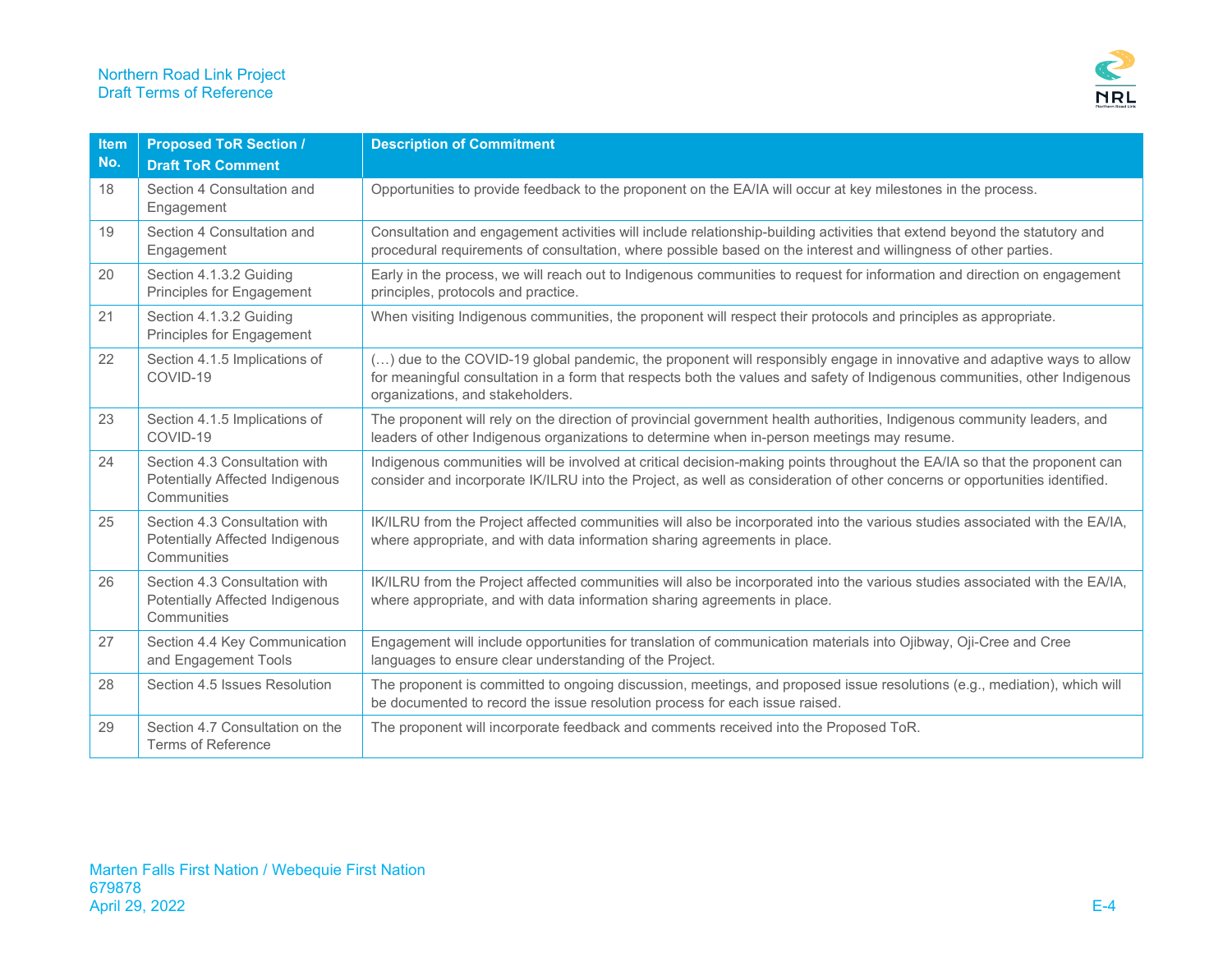| Item No. | Proposed ToR Section / Draft ToR Comment | Description of Commitment |
|---|---|---|
| 18 | Section 4 Consultation and Engagement | Opportunities to provide feedback to the proponent on the EA/IA will occur at key milestones in the process. |
| 19 | Section 4 Consultation and Engagement | Consultation and engagement activities will include relationship-building activities that extend beyond the statutory and procedural requirements of consultation, where possible based on the interest and willingness of other parties. |
| 20 | Section 4.1.3.2 Guiding Principles for Engagement | Early in the process, we will reach out to Indigenous communities to request for information and direction on engagement principles, protocols and practice. |
| 21 | Section 4.1.3.2 Guiding Principles for Engagement | When visiting Indigenous communities, the proponent will respect their protocols and principles as appropriate. |
| 22 | Section 4.1.5 Implications of COVID-19 | (…) due to the COVID-19 global pandemic, the proponent will responsibly engage in innovative and adaptive ways to allow for meaningful consultation in a form that respects both the values and safety of Indigenous communities, other Indigenous organizations, and stakeholders. |
| 23 | Section 4.1.5 Implications of COVID-19 | The proponent will rely on the direction of provincial government health authorities, Indigenous community leaders, and leaders of other Indigenous organizations to determine when in-person meetings may resume. |
| 24 | Section 4.3 Consultation with Potentially Affected Indigenous Communities | Indigenous communities will be involved at critical decision-making points throughout the EA/IA so that the proponent can consider and incorporate IK/ILRU into the Project, as well as consideration of other concerns or opportunities identified. |
| 25 | Section 4.3 Consultation with Potentially Affected Indigenous Communities | IK/ILRU from the Project affected communities will also be incorporated into the various studies associated with the EA/IA, where appropriate, and with data information sharing agreements in place. |
| 26 | Section 4.3 Consultation with Potentially Affected Indigenous Communities | IK/ILRU from the Project affected communities will also be incorporated into the various studies associated with the EA/IA, where appropriate, and with data information sharing agreements in place. |
| 27 | Section 4.4 Key Communication and Engagement Tools | Engagement will include opportunities for translation of communication materials into Ojibway, Oji-Cree and Cree languages to ensure clear understanding of the Project. |
| 28 | Section 4.5 Issues Resolution | The proponent is committed to ongoing discussion, meetings, and proposed issue resolutions (e.g., mediation), which will be documented to record the issue resolution process for each issue raised. |
| 29 | Section 4.7 Consultation on the Terms of Reference | The proponent will incorporate feedback and comments received into the Proposed ToR. |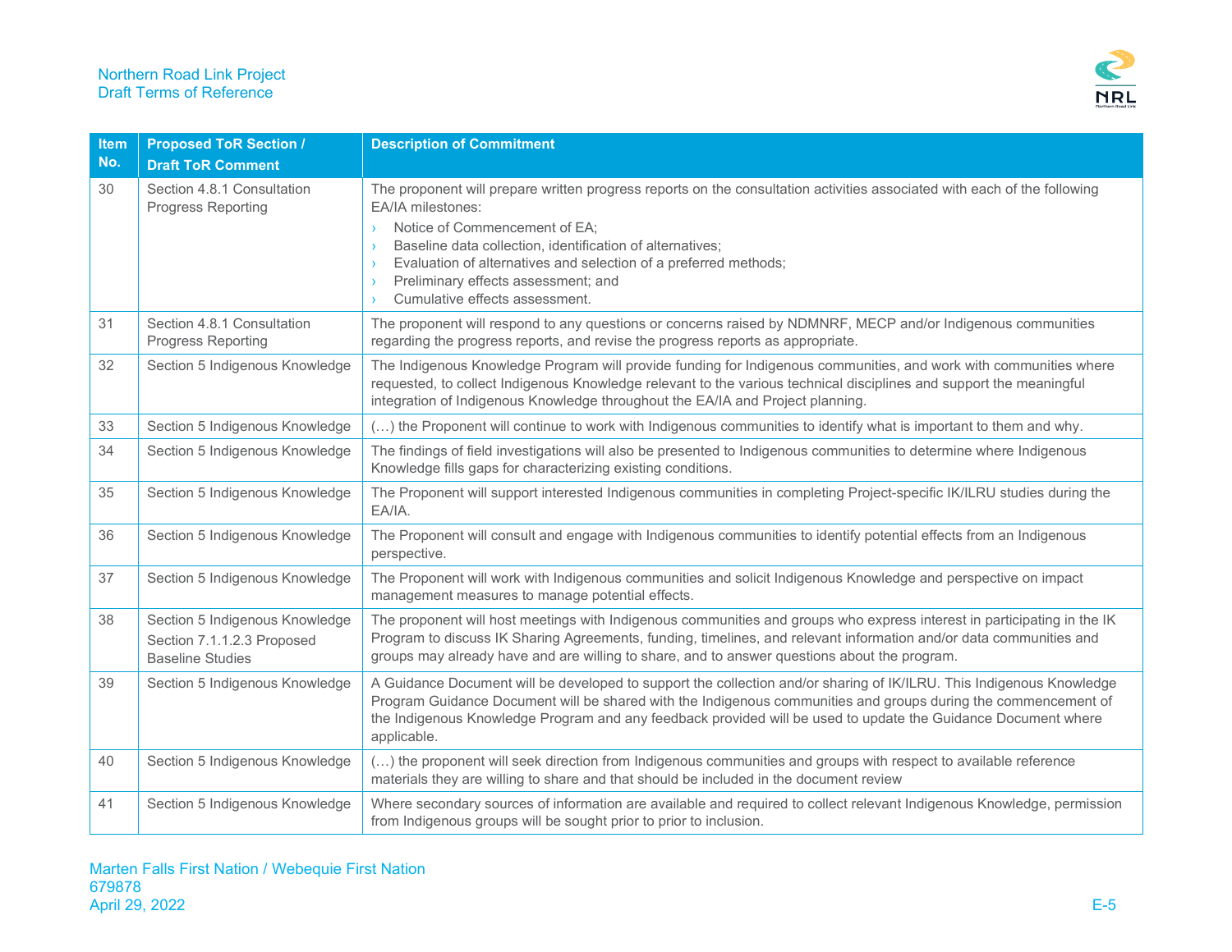| Item No. | Proposed ToR Section / Draft ToR Comment | Description of Commitment |
|---|---|---|
| 30 | Section 4.8.1 Consultation Progress Reporting | The proponent will prepare written progress reports on the consultation activities associated with each of the following EA/IA milestones:<br>› Notice of Commencement of EA;<br>› Baseline data collection, identification of alternatives;<br>› Evaluation of alternatives and selection of a preferred methods;<br>› Preliminary effects assessment; and<br>› Cumulative effects assessment. |
| 31 | Section 4.8.1 Consultation Progress Reporting | The proponent will respond to any questions or concerns raised by NDMNRF, MECP and/or Indigenous communities regarding the progress reports, and revise the progress reports as appropriate. |
| 32 | Section 5 Indigenous Knowledge | The Indigenous Knowledge Program will provide funding for Indigenous communities, and work with communities where requested, to collect Indigenous Knowledge relevant to the various technical disciplines and support the meaningful integration of Indigenous Knowledge throughout the EA/IA and Project planning. |
| 33 | Section 5 Indigenous Knowledge | (…) the Proponent will continue to work with Indigenous communities to identify what is important to them and why. |
| 34 | Section 5 Indigenous Knowledge | The findings of field investigations will also be presented to Indigenous communities to determine where Indigenous Knowledge fills gaps for characterizing existing conditions. |
| 35 | Section 5 Indigenous Knowledge | The Proponent will support interested Indigenous communities in completing Project-specific IK/ILRU studies during the EA/IA. |
| 36 | Section 5 Indigenous Knowledge | The Proponent will consult and engage with Indigenous communities to identify potential effects from an Indigenous perspective. |
| 37 | Section 5 Indigenous Knowledge | The Proponent will work with Indigenous communities and solicit Indigenous Knowledge and perspective on impact management measures to manage potential effects. |
| 38 | Section 5 Indigenous Knowledge<br>Section 7.1.1.2.3 Proposed Baseline Studies | The proponent will host meetings with Indigenous communities and groups who express interest in participating in the IK Program to discuss IK Sharing Agreements, funding, timelines, and relevant information and/or data communities and groups may already have and are willing to share, and to answer questions about the program. |
| 39 | Section 5 Indigenous Knowledge | A Guidance Document will be developed to support the collection and/or sharing of IK/ILRU. This Indigenous Knowledge Program Guidance Document will be shared with the Indigenous communities and groups during the commencement of the Indigenous Knowledge Program and any feedback provided will be used to update the Guidance Document where applicable. |
| 40 | Section 5 Indigenous Knowledge | (…) the proponent will seek direction from Indigenous communities and groups with respect to available reference materials they are willing to share and that should be included in the document review |
| 41 | Section 5 Indigenous Knowledge | Where secondary sources of information are available and required to collect relevant Indigenous Knowledge, permission from Indigenous groups will be sought prior to prior to inclusion. |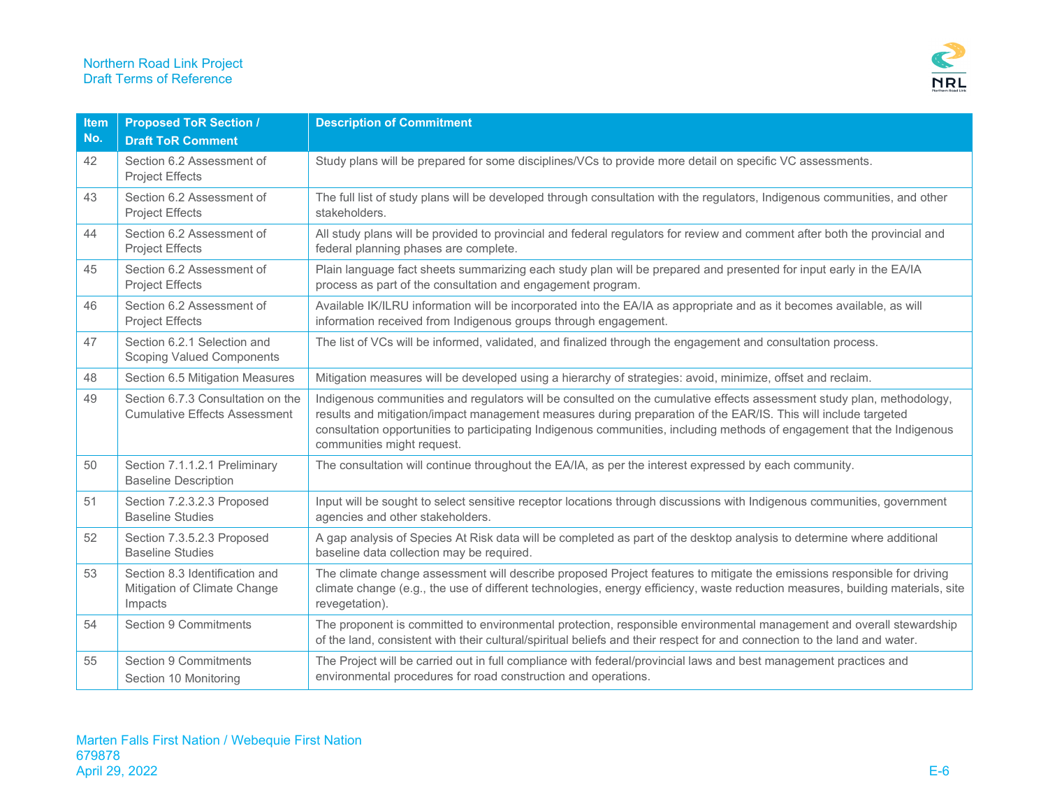| Item No. | Proposed ToR Section / Draft ToR Comment | Description of Commitment |
|---|---|---|
| 42 | Section 6.2 Assessment of Project Effects | Study plans will be prepared for some disciplines/VCs to provide more detail on specific VC assessments. |
| 43 | Section 6.2 Assessment of Project Effects | The full list of study plans will be developed through consultation with the regulators, Indigenous communities, and other stakeholders. |
| 44 | Section 6.2 Assessment of Project Effects | All study plans will be provided to provincial and federal regulators for review and comment after both the provincial and federal planning phases are complete. |
| 45 | Section 6.2 Assessment of Project Effects | Plain language fact sheets summarizing each study plan will be prepared and presented for input early in the EA/IA process as part of the consultation and engagement program. |
| 46 | Section 6.2 Assessment of Project Effects | Available IK/ILRU information will be incorporated into the EA/IA as appropriate and as it becomes available, as will information received from Indigenous groups through engagement. |
| 47 | Section 6.2.1 Selection and Scoping Valued Components | The list of VCs will be informed, validated, and finalized through the engagement and consultation process. |
| 48 | Section 6.5 Mitigation Measures | Mitigation measures will be developed using a hierarchy of strategies: avoid, minimize, offset and reclaim. |
| 49 | Section 6.7.3 Consultation on the Cumulative Effects Assessment | Indigenous communities and regulators will be consulted on the cumulative effects assessment study plan, methodology, results and mitigation/impact management measures during preparation of the EAR/IS. This will include targeted consultation opportunities to participating Indigenous communities, including methods of engagement that the Indigenous communities might request. |
| 50 | Section 7.1.1.2.1 Preliminary Baseline Description | The consultation will continue throughout the EA/IA, as per the interest expressed by each community. |
| 51 | Section 7.2.3.2.3 Proposed Baseline Studies | Input will be sought to select sensitive receptor locations through discussions with Indigenous communities, government agencies and other stakeholders. |
| 52 | Section 7.3.5.2.3 Proposed Baseline Studies | A gap analysis of Species At Risk data will be completed as part of the desktop analysis to determine where additional baseline data collection may be required. |
| 53 | Section 8.3 Identification and Mitigation of Climate Change Impacts | The climate change assessment will describe proposed Project features to mitigate the emissions responsible for driving climate change (e.g., the use of different technologies, energy efficiency, waste reduction measures, building materials, site revegetation). |
| 54 | Section 9 Commitments | The proponent is committed to environmental protection, responsible environmental management and overall stewardship of the land, consistent with their cultural/spiritual beliefs and their respect for and connection to the land and water. |
| 55 | Section 9 Commitments<br>Section 10 Monitoring | The Project will be carried out in full compliance with federal/provincial laws and best management practices and environmental procedures for road construction and operations. |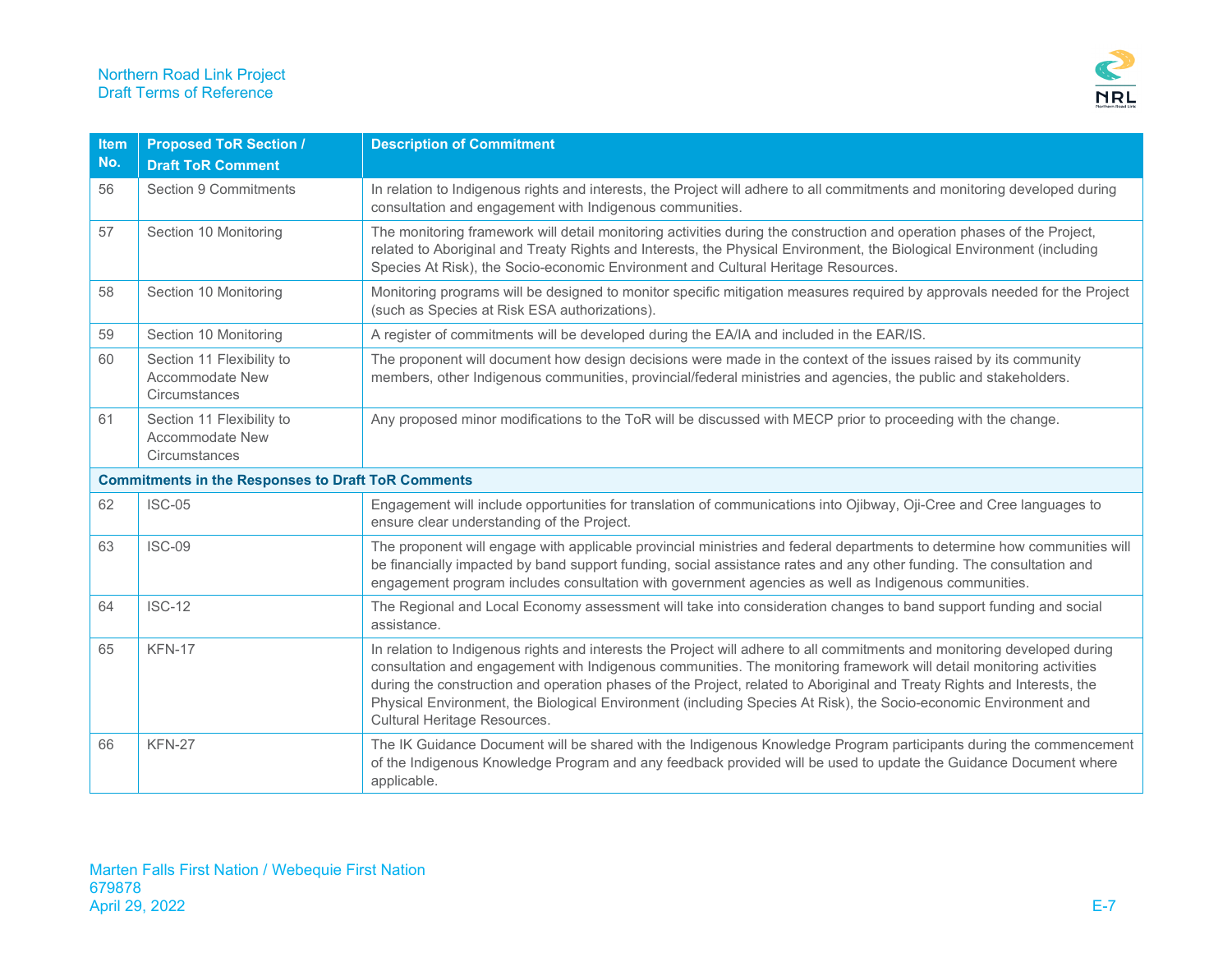| Item No. | Proposed ToR Section / Draft ToR Comment | Description of Commitment |
|---|---|---|
| 56 | Section 9 Commitments | In relation to Indigenous rights and interests, the Project will adhere to all commitments and monitoring developed during consultation and engagement with Indigenous communities. |
| 57 | Section 10 Monitoring | The monitoring framework will detail monitoring activities during the construction and operation phases of the Project, related to Aboriginal and Treaty Rights and Interests, the Physical Environment, the Biological Environment (including Species At Risk), the Socio-economic Environment and Cultural Heritage Resources. |
| 58 | Section 10 Monitoring | Monitoring programs will be designed to monitor specific mitigation measures required by approvals needed for the Project (such as Species at Risk ESA authorizations). |
| 59 | Section 10 Monitoring | A register of commitments will be developed during the EA/IA and included in the EAR/IS. |
| 60 | Section 11 Flexibility to Accommodate New Circumstances | The proponent will document how design decisions were made in the context of the issues raised by its community members, other Indigenous communities, provincial/federal ministries and agencies, the public and stakeholders. |
| 61 | Section 11 Flexibility to Accommodate New Circumstances | Any proposed minor modifications to the ToR will be discussed with MECP prior to proceeding with the change. |
| **Commitments in the Responses to Draft ToR Comments** | | |
| 62 | ISC-05 | Engagement will include opportunities for translation of communications into Ojibway, Oji-Cree and Cree languages to ensure clear understanding of the Project. |
| 63 | ISC-09 | The proponent will engage with applicable provincial ministries and federal departments to determine how communities will be financially impacted by band support funding, social assistance rates and any other funding. The consultation and engagement program includes consultation with government agencies as well as Indigenous communities. |
| 64 | ISC-12 | The Regional and Local Economy assessment will take into consideration changes to band support funding and social assistance. |
| 65 | KFN-17 | In relation to Indigenous rights and interests the Project will adhere to all commitments and monitoring developed during consultation and engagement with Indigenous communities. The monitoring framework will detail monitoring activities during the construction and operation phases of the Project, related to Aboriginal and Treaty Rights and Interests, the Physical Environment, the Biological Environment (including Species At Risk), the Socio-economic Environment and Cultural Heritage Resources. |
| 66 | KFN-27 | The IK Guidance Document will be shared with the Indigenous Knowledge Program participants during the commencement of the Indigenous Knowledge Program and any feedback provided will be used to update the Guidance Document where applicable. |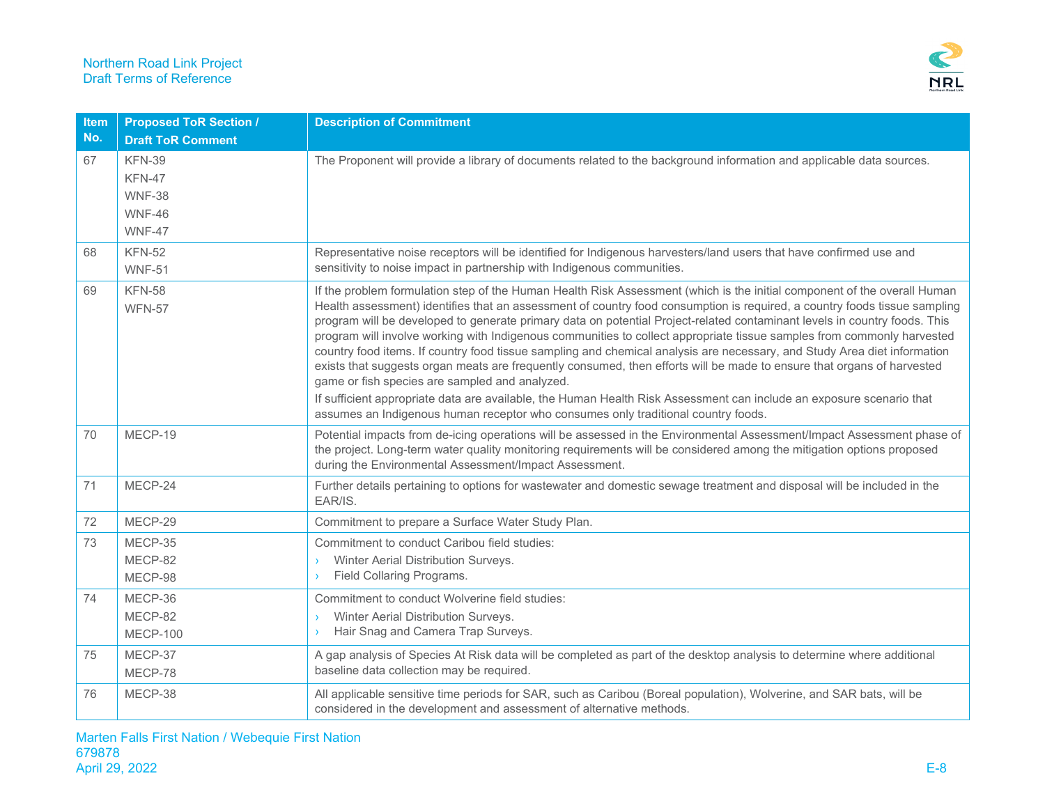| Item No. | Proposed ToR Section / Draft ToR Comment | Description of Commitment |
|---|---|---|
| 67 | KFN-39<br>KFN-47<br>WNF-38<br>WNF-46<br>WNF-47 | The Proponent will provide a library of documents related to the background information and applicable data sources. |
| 68 | KFN-52<br>WNF-51 | Representative noise receptors will be identified for Indigenous harvesters/land users that have confirmed use and sensitivity to noise impact in partnership with Indigenous communities. |
| 69 | KFN-58<br>WFN-57 | If the problem formulation step of the Human Health Risk Assessment (which is the initial component of the overall Human Health assessment) identifies that an assessment of country food consumption is required, a country foods tissue sampling program will be developed to generate primary data on potential Project-related contaminant levels in country foods. This program will involve working with Indigenous communities to collect appropriate tissue samples from commonly harvested country food items. If country food tissue sampling and chemical analysis are necessary, and Study Area diet information exists that suggests organ meats are frequently consumed, then efforts will be made to ensure that organs of harvested game or fish species are sampled and analyzed.<br>If sufficient appropriate data are available, the Human Health Risk Assessment can include an exposure scenario that assumes an Indigenous human receptor who consumes only traditional country foods. |
| 70 | MECP-19 | Potential impacts from de-icing operations will be assessed in the Environmental Assessment/Impact Assessment phase of the project. Long-term water quality monitoring requirements will be considered among the mitigation options proposed during the Environmental Assessment/Impact Assessment. |
| 71 | MECP-24 | Further details pertaining to options for wastewater and domestic sewage treatment and disposal will be included in the EAR/IS. |
| 72 | MECP-29 | Commitment to prepare a Surface Water Study Plan. |
| 73 | MECP-35<br>MECP-82<br>MECP-98 | Commitment to conduct Caribou field studies:<br>› Winter Aerial Distribution Surveys.<br>› Field Collaring Programs. |
| 74 | MECP-36<br>MECP-82<br>MECP-100 | Commitment to conduct Wolverine field studies:<br>› Winter Aerial Distribution Surveys.<br>› Hair Snag and Camera Trap Surveys. |
| 75 | MECP-37<br>MECP-78 | A gap analysis of Species At Risk data will be completed as part of the desktop analysis to determine where additional baseline data collection may be required. |
| 76 | MECP-38 | All applicable sensitive time periods for SAR, such as Caribou (Boreal population), Wolverine, and SAR bats, will be considered in the development and assessment of alternative methods. |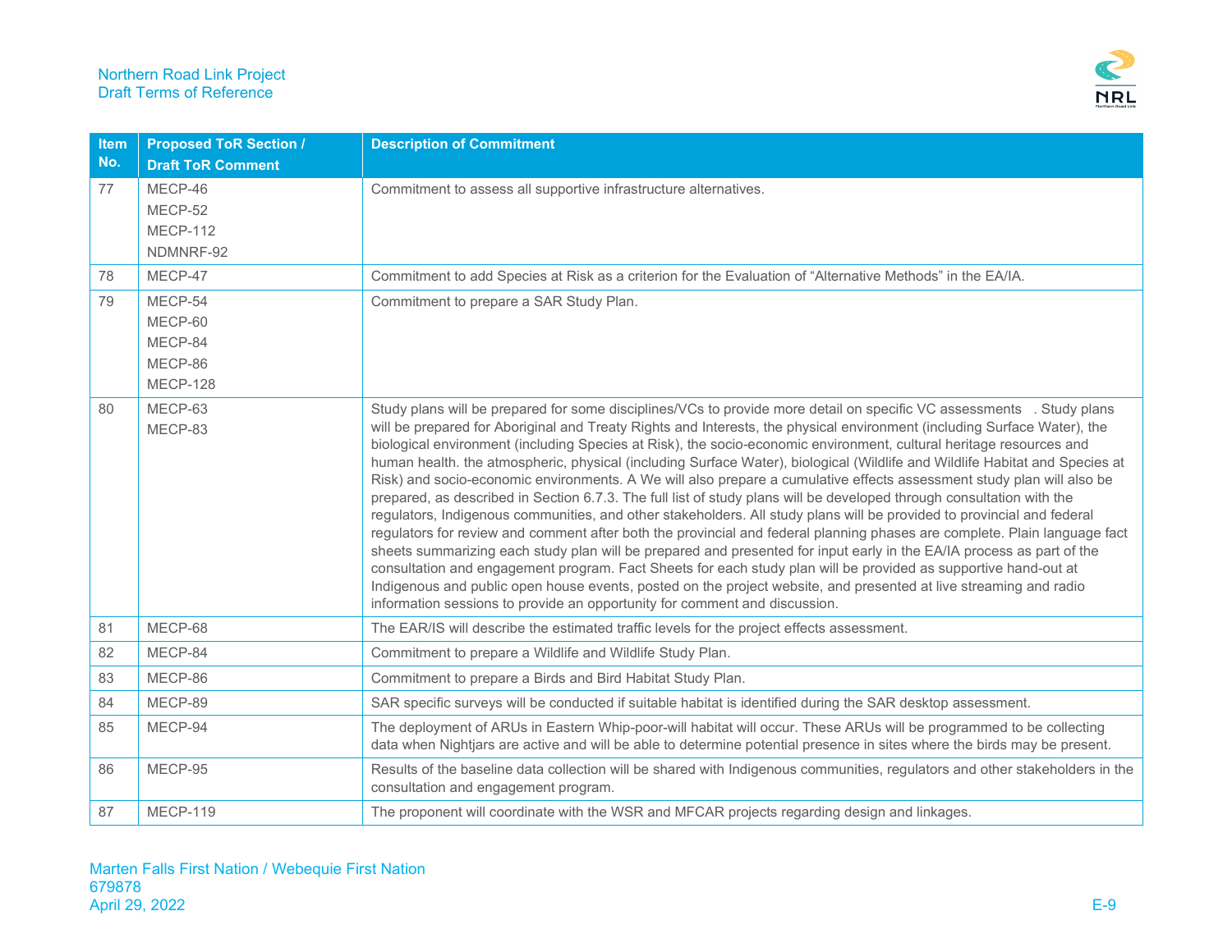| Item No. | Proposed ToR Section / Draft ToR Comment | Description of Commitment |
|---|---|---|
| 77 | MECP-46<br>MECP-52<br>MECP-112<br>NDMNRF-92 | Commitment to assess all supportive infrastructure alternatives. |
| 78 | MECP-47 | Commitment to add Species at Risk as a criterion for the Evaluation of "Alternative Methods" in the EA/IA. |
| 79 | MECP-54<br>MECP-60<br>MECP-84<br>MECP-86<br>MECP-128 | Commitment to prepare a SAR Study Plan. |
| 80 | MECP-63<br>MECP-83 | Study plans will be prepared for some disciplines/VCs to provide more detail on specific VC assessments . Study plans will be prepared for Aboriginal and Treaty Rights and Interests, the physical environment (including Surface Water), the biological environment (including Species at Risk), the socio-economic environment, cultural heritage resources and human health. the atmospheric, physical (including Surface Water), biological (Wildlife and Wildlife Habitat and Species at Risk) and socio-economic environments. A We will also prepare a cumulative effects assessment study plan will also be prepared, as described in Section 6.7.3. The full list of study plans will be developed through consultation with the regulators, Indigenous communities, and other stakeholders. All study plans will be provided to provincial and federal regulators for review and comment after both the provincial and federal planning phases are complete. Plain language fact sheets summarizing each study plan will be prepared and presented for input early in the EA/IA process as part of the consultation and engagement program. Fact Sheets for each study plan will be provided as supportive hand-out at Indigenous and public open house events, posted on the project website, and presented at live streaming and radio information sessions to provide an opportunity for comment and discussion. |
| 81 | MECP-68 | The EAR/IS will describe the estimated traffic levels for the project effects assessment. |
| 82 | MECP-84 | Commitment to prepare a Wildlife and Wildlife Study Plan. |
| 83 | MECP-86 | Commitment to prepare a Birds and Bird Habitat Study Plan. |
| 84 | MECP-89 | SAR specific surveys will be conducted if suitable habitat is identified during the SAR desktop assessment. |
| 85 | MECP-94 | The deployment of ARUs in Eastern Whip-poor-will habitat will occur. These ARUs will be programmed to be collecting data when Nightjars are active and will be able to determine potential presence in sites where the birds may be present. |
| 86 | MECP-95 | Results of the baseline data collection will be shared with Indigenous communities, regulators and other stakeholders in the consultation and engagement program. |
| 87 | MECP-119 | The proponent will coordinate with the WSR and MFCAR projects regarding design and linkages. |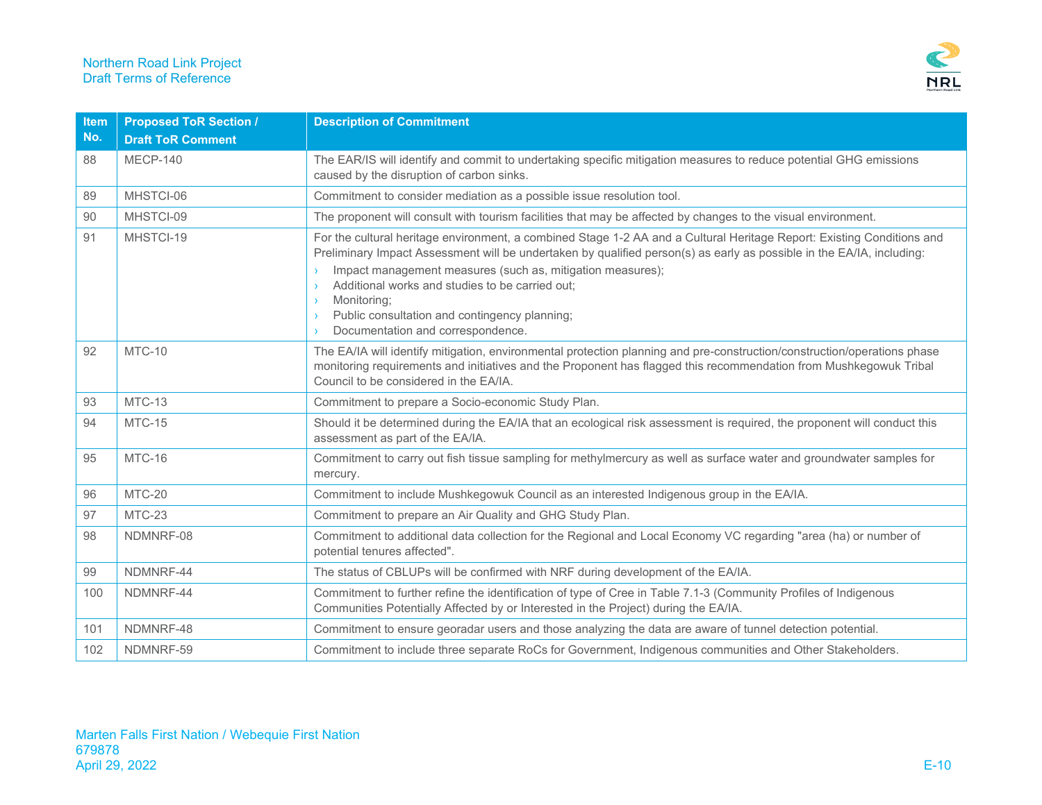| Item No. | Proposed ToR Section / Draft ToR Comment | Description of Commitment |
|---|---|---|
| 88 | MECP-140 | The EAR/IS will identify and commit to undertaking specific mitigation measures to reduce potential GHG emissions caused by the disruption of carbon sinks. |
| 89 | MHSTCI-06 | Commitment to consider mediation as a possible issue resolution tool. |
| 90 | MHSTCI-09 | The proponent will consult with tourism facilities that may be affected by changes to the visual environment. |
| 91 | MHSTCI-19 | For the cultural heritage environment, a combined Stage 1-2 AA and a Cultural Heritage Report: Existing Conditions and Preliminary Impact Assessment will be undertaken by qualified person(s) as early as possible in the EA/IA, including:<br>› Impact management measures (such as, mitigation measures);<br>› Additional works and studies to be carried out;<br>› Monitoring;<br>› Public consultation and contingency planning;<br>› Documentation and correspondence. |
| 92 | MTC-10 | The EA/IA will identify mitigation, environmental protection planning and pre-construction/construction/operations phase monitoring requirements and initiatives and the Proponent has flagged this recommendation from Mushkegowuk Tribal Council to be considered in the EA/IA. |
| 93 | MTC-13 | Commitment to prepare a Socio-economic Study Plan. |
| 94 | MTC-15 | Should it be determined during the EA/IA that an ecological risk assessment is required, the proponent will conduct this assessment as part of the EA/IA. |
| 95 | MTC-16 | Commitment to carry out fish tissue sampling for methylmercury as well as surface water and groundwater samples for mercury. |
| 96 | MTC-20 | Commitment to include Mushkegowuk Council as an interested Indigenous group in the EA/IA. |
| 97 | MTC-23 | Commitment to prepare an Air Quality and GHG Study Plan. |
| 98 | NDMNRF-08 | Commitment to additional data collection for the Regional and Local Economy VC regarding "area (ha) or number of potential tenures affected". |
| 99 | NDMNRF-44 | The status of CBLUPs will be confirmed with NRF during development of the EA/IA. |
| 100 | NDMNRF-44 | Commitment to further refine the identification of type of Cree in Table 7.1-3 (Community Profiles of Indigenous Communities Potentially Affected by or Interested in the Project) during the EA/IA. |
| 101 | NDMNRF-48 | Commitment to ensure georadar users and those analyzing the data are aware of tunnel detection potential. |
| 102 | NDMNRF-59 | Commitment to include three separate RoCs for Government, Indigenous communities and Other Stakeholders. |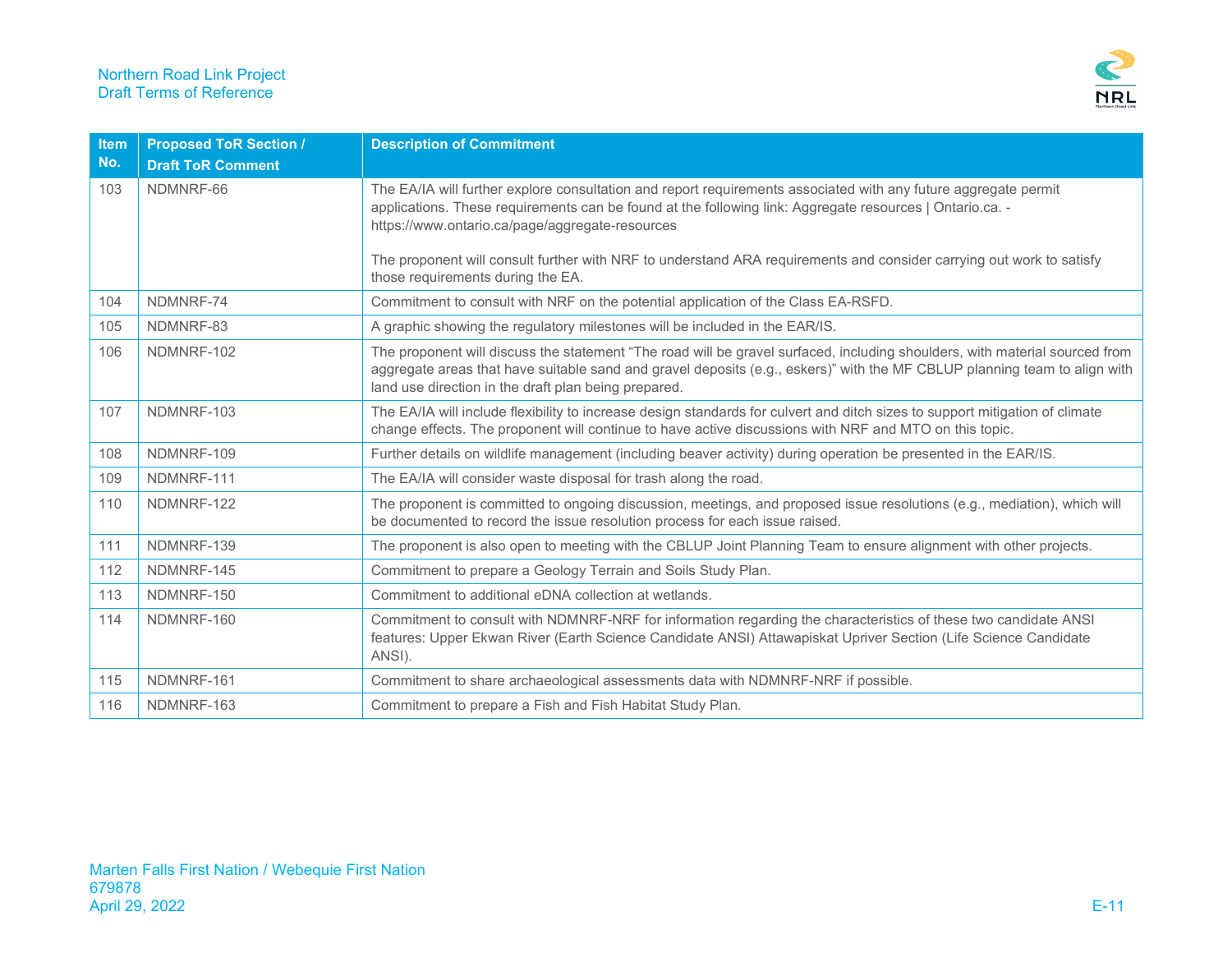| Item No. | Proposed ToR Section / Draft ToR Comment | Description of Commitment |
|---|---|---|
| 103 | NDMNRF-66 | The EA/IA will further explore consultation and report requirements associated with any future aggregate permit applications. These requirements can be found at the following link: Aggregate resources \| Ontario.ca. - https://www.ontario.ca/page/aggregate-resources<br><br>The proponent will consult further with NRF to understand ARA requirements and consider carrying out work to satisfy those requirements during the EA. |
| 104 | NDMNRF-74 | Commitment to consult with NRF on the potential application of the Class EA-RSFD. |
| 105 | NDMNRF-83 | A graphic showing the regulatory milestones will be included in the EAR/IS. |
| 106 | NDMNRF-102 | The proponent will discuss the statement "The road will be gravel surfaced, including shoulders, with material sourced from aggregate areas that have suitable sand and gravel deposits (e.g., eskers)" with the MF CBLUP planning team to align with land use direction in the draft plan being prepared. |
| 107 | NDMNRF-103 | The EA/IA will include flexibility to increase design standards for culvert and ditch sizes to support mitigation of climate change effects. The proponent will continue to have active discussions with NRF and MTO on this topic. |
| 108 | NDMNRF-109 | Further details on wildlife management (including beaver activity) during operation be presented in the EAR/IS. |
| 109 | NDMNRF-111 | The EA/IA will consider waste disposal for trash along the road. |
| 110 | NDMNRF-122 | The proponent is committed to ongoing discussion, meetings, and proposed issue resolutions (e.g., mediation), which will be documented to record the issue resolution process for each issue raised. |
| 111 | NDMNRF-139 | The proponent is also open to meeting with the CBLUP Joint Planning Team to ensure alignment with other projects. |
| 112 | NDMNRF-145 | Commitment to prepare a Geology Terrain and Soils Study Plan. |
| 113 | NDMNRF-150 | Commitment to additional eDNA collection at wetlands. |
| 114 | NDMNRF-160 | Commitment to consult with NDMNRF-NRF for information regarding the characteristics of these two candidate ANSI features: Upper Ekwan River (Earth Science Candidate ANSI) Attawapiskat Upriver Section (Life Science Candidate ANSI). |
| 115 | NDMNRF-161 | Commitment to share archaeological assessments data with NDMNRF-NRF if possible. |
| 116 | NDMNRF-163 | Commitment to prepare a Fish and Fish Habitat Study Plan. |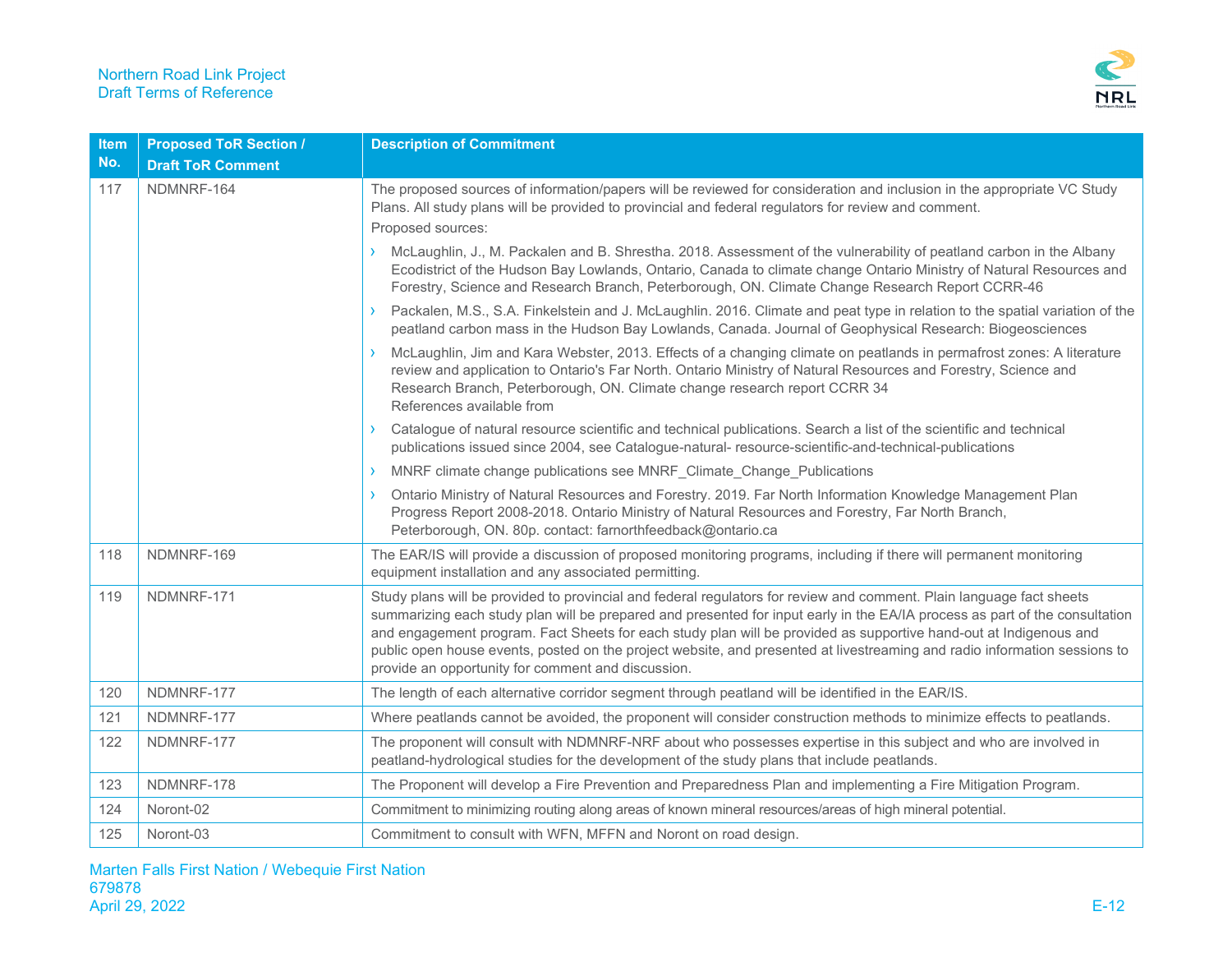| Item No. | Proposed ToR Section / Draft ToR Comment | Description of Commitment |
|---|---|---|
| 117 | NDMNRF-164 | The proposed sources of information/papers will be reviewed for consideration and inclusion in the appropriate VC Study Plans. All study plans will be provided to provincial and federal regulators for review and comment.<br>Proposed sources:<br>› McLaughlin, J., M. Packalen and B. Shrestha. 2018. Assessment of the vulnerability of peatland carbon in the Albany Ecodistrict of the Hudson Bay Lowlands, Ontario, Canada to climate change Ontario Ministry of Natural Resources and Forestry, Science and Research Branch, Peterborough, ON. Climate Change Research Report CCRR-46<br>› Packalen, M.S., S.A. Finkelstein and J. McLaughlin. 2016. Climate and peat type in relation to the spatial variation of the peatland carbon mass in the Hudson Bay Lowlands, Canada. Journal of Geophysical Research: Biogeosciences<br>› McLaughlin, Jim and Kara Webster, 2013. Effects of a changing climate on peatlands in permafrost zones: A literature review and application to Ontario's Far North. Ontario Ministry of Natural Resources and Forestry, Science and Research Branch, Peterborough, ON. Climate change research report CCRR 34<br>References available from<br>› Catalogue of natural resource scientific and technical publications. Search a list of the scientific and technical publications issued since 2004, see Catalogue-natural- resource-scientific-and-technical-publications<br>› MNRF climate change publications see MNRF_Climate_Change_Publications<br>› Ontario Ministry of Natural Resources and Forestry. 2019. Far North Information Knowledge Management Plan Progress Report 2008-2018. Ontario Ministry of Natural Resources and Forestry, Far North Branch, Peterborough, ON. 80p. contact: farnorthfeedback@ontario.ca |
| 118 | NDMNRF-169 | The EAR/IS will provide a discussion of proposed monitoring programs, including if there will permanent monitoring equipment installation and any associated permitting. |
| 119 | NDMNRF-171 | Study plans will be provided to provincial and federal regulators for review and comment. Plain language fact sheets summarizing each study plan will be prepared and presented for input early in the EA/IA process as part of the consultation and engagement program. Fact Sheets for each study plan will be provided as supportive hand-out at Indigenous and public open house events, posted on the project website, and presented at livestreaming and radio information sessions to provide an opportunity for comment and discussion. |
| 120 | NDMNRF-177 | The length of each alternative corridor segment through peatland will be identified in the EAR/IS. |
| 121 | NDMNRF-177 | Where peatlands cannot be avoided, the proponent will consider construction methods to minimize effects to peatlands. |
| 122 | NDMNRF-177 | The proponent will consult with NDMNRF-NRF about who possesses expertise in this subject and who are involved in peatland-hydrological studies for the development of the study plans that include peatlands. |
| 123 | NDMNRF-178 | The Proponent will develop a Fire Prevention and Preparedness Plan and implementing a Fire Mitigation Program. |
| 124 | Noront-02 | Commitment to minimizing routing along areas of known mineral resources/areas of high mineral potential. |
| 125 | Noront-03 | Commitment to consult with WFN, MFFN and Noront on road design. |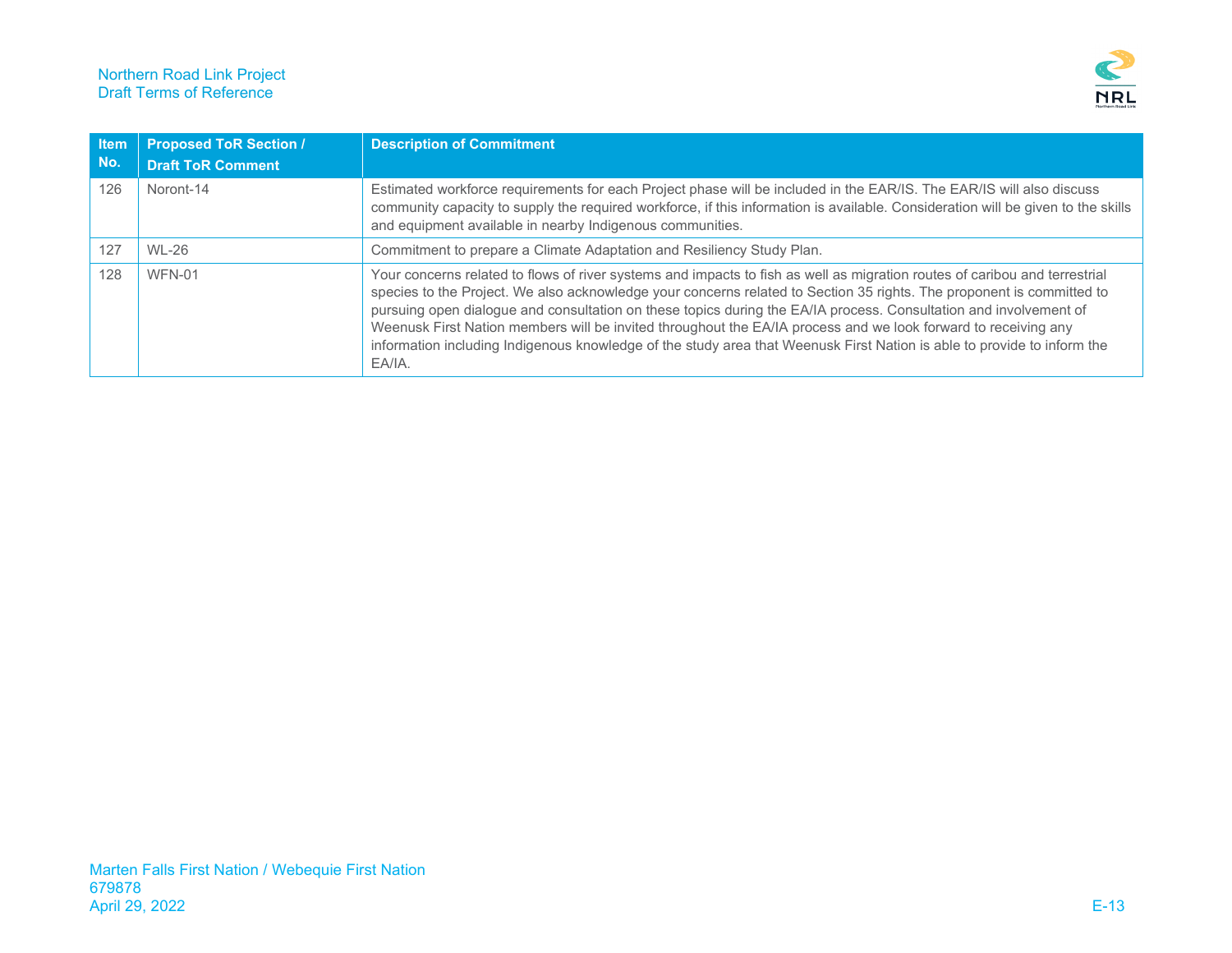| Item No. | Proposed ToR Section / Draft ToR Comment | Description of Commitment |
|---|---|---|
| 126 | Noront-14 | Estimated workforce requirements for each Project phase will be included in the EAR/IS. The EAR/IS will also discuss community capacity to supply the required workforce, if this information is available. Consideration will be given to the skills and equipment available in nearby Indigenous communities. |
| 127 | WL-26 | Commitment to prepare a Climate Adaptation and Resiliency Study Plan. |
| 128 | WFN-01 | Your concerns related to flows of river systems and impacts to fish as well as migration routes of caribou and terrestrial species to the Project. We also acknowledge your concerns related to Section 35 rights. The proponent is committed to pursuing open dialogue and consultation on these topics during the EA/IA process. Consultation and involvement of Weenusk First Nation members will be invited throughout the EA/IA process and we look forward to receiving any information including Indigenous knowledge of the study area that Weenusk First Nation is able to provide to inform the EA/IA. |